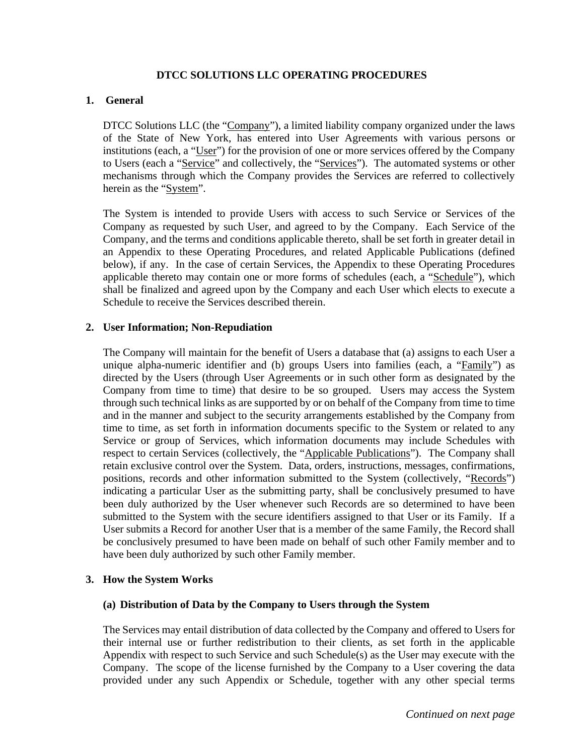# DTCC SOLUTIONS LLC OPERATING PROCEDURES

## 1. General

DTCC Solutions LLC (the "Company"), a limited liability company organized under the laws of the State of New York, has entered into User Agreements with various persons or institutions (each, a "User") for the provision of one or more services offered by the Company to Users (each a "Service" and collectively, the "Services"). The automated systems or other mechanisms through which the Company provides the Services are referred to collectively herein as the "System".

The System is intended to provide Users with access to such Service or Services of the Company as requested by such User, and agreed to by the Company. Each Service of the Company, and the terms and conditions applicable thereto, shall be set forth in greater detail in an Appendix to these Operating Procedures, and related Applicable Publications (defined below), if any. In the case of certain Services, the Appendix to these Operating Procedures applicable thereto may contain one or more forms of schedules (each, a "Schedule"), which shall be finalized and agreed upon by the Company and each User which elects to execute a Schedule to receive the Services described therein.

## 2. User Information; Non-Repudiation

The Company will maintain for the benefit of Users a database that (a) assigns to each User a unique alpha-numeric identifier and (b) groups Users into families (each, a "Family") as directed by the Users (through User Agreements or in such other form as designated by the Company from time to time) that desire to be so grouped. Users may access the System through such technical links as are supported by or on behalf of the Company from time to time and in the manner and subject to the security arrangements established by the Company from time to time, as set forth in information documents specific to the System or related to any Service or group of Services, which information documents may include Schedules with respect to certain Services (collectively, the "Applicable Publications"). The Company shall retain exclusive control over the System. Data, orders, instructions, messages, confirmations, positions, records and other information submitted to the System (collectively, "Records") indicating a particular User as the submitting party, shall be conclusively presumed to have been duly authorized by the User whenever such Records are so determined to have been submitted to the System with the secure identifiers assigned to that User or its Family. If a User submits a Record for another User that is a member of the same Family, the Record shall be conclusively presumed to have been made on behalf of such other Family member and to have been duly authorized by such other Family member.

## 3. How the System Works

### (a) Distribution of Data by the Company to Users through the System

The Services may entail distribution of data collected by the Company and offered to Users for their internal use or further redistribution to their clients, as set forth in the applicable Appendix with respect to such Service and such Schedule(s) as the User may execute with the Company. The scope of the license furnished by the Company to a User covering the data provided under any such Appendix or Schedule, together with any other special terms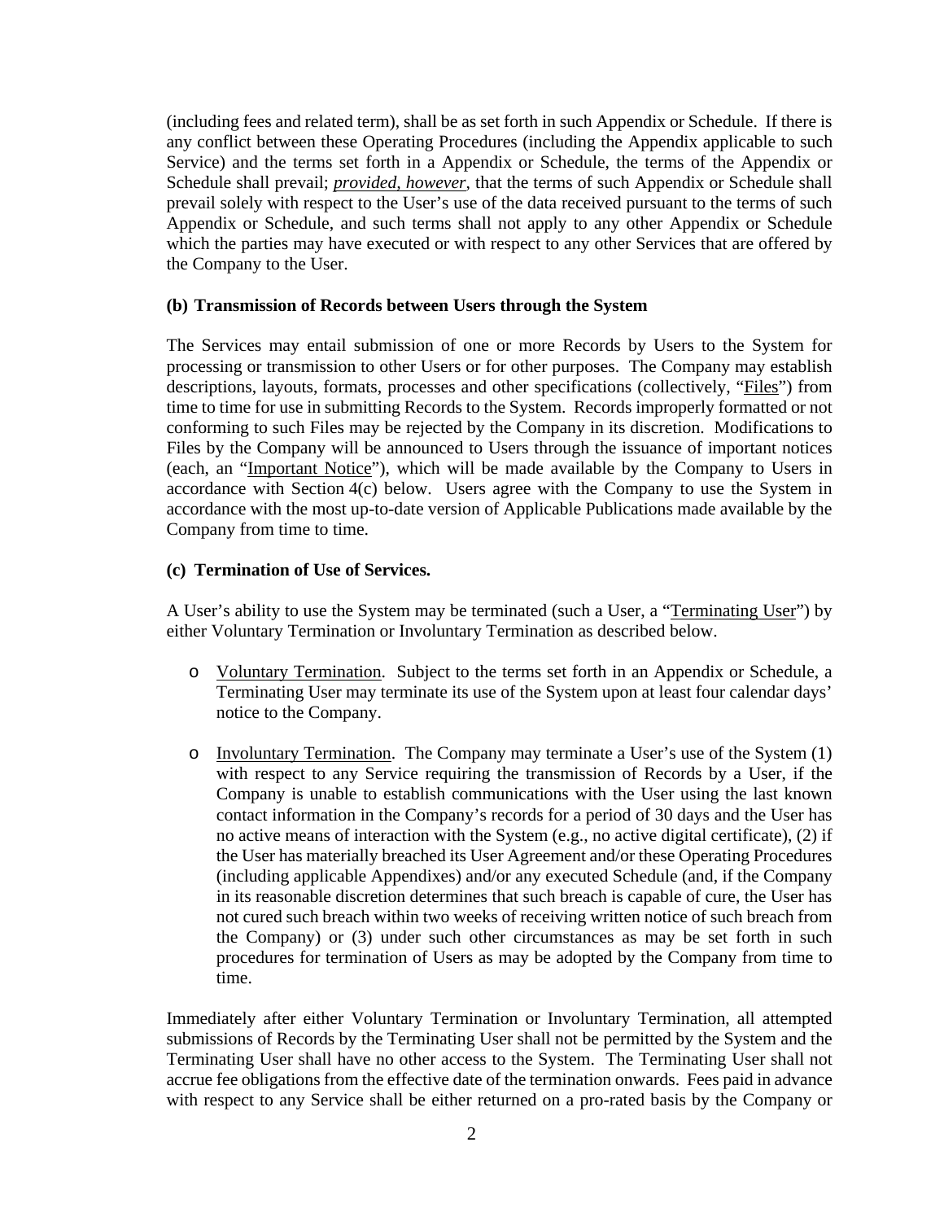(including fees and related term), shall be as set forth in such Appendix or Schedule. If there is any conflict between these Operating Procedures (including the Appendix applicable to such Service) and the terms set forth in a Appendix or Schedule, the terms of the Appendix or Schedule shall prevail; *provided, however*, that the terms of such Appendix or Schedule shall prevail solely with respect to the User's use of the data received pursuant to the terms of such Appendix or Schedule, and such terms shall not apply to any other Appendix or Schedule which the parties may have executed or with respect to any other Services that are offered by the Company to the User.

**(b) Transmission of Records between Users through the System**

The Services may entail submission of one or more Records by Users to the System for processing or transmission to other Users or for other purposes. The Company may establish descriptions, layouts, formats, processes and other specifications (collectively, "Files") from time to time for use in submitting Records to the System. Records improperly formatted or not conforming to such Files may be rejected by the Company in its discretion. Modifications to Files by the Company will be announced to Users through the issuance of important notices (each, an "Important Notice"), which will be made available by the Company to Users in accordance with Section 4(c) below. Users agree with the Company to use the System in accordance with the most up-to-date version of Applicable Publications made available by the Company from time to time.

**(c) Termination of Use of Services.**

A User's ability to use the System may be terminated (such a User, a "Terminating User") by either Voluntary Termination or Involuntary Termination as described below.

- Voluntary Termination. Subject to the terms set forth in an Appendix or Schedule, a Terminating User may terminate its use of the System upon at least four calendar days' notice to the Company.

- Involuntary Termination. The Company may terminate a User's use of the System (1) with respect to any Service requiring the transmission of Records by a User, if the Company is unable to establish communications with the User using the last known contact information in the Company's records for a period of 30 days and the User has no active means of interaction with the System (e.g., no active digital certificate), (2) if the User has materially breached its User Agreement and/or these Operating Procedures (including applicable Appendixes) and/or any executed Schedule (and, if the Company in its reasonable discretion determines that such breach is capable of cure, the User has not cured such breach within two weeks of receiving written notice of such breach from the Company) or (3) under such other circumstances as may be set forth in such procedures for termination of Users as may be adopted by the Company from time to time.

Immediately after either Voluntary Termination or Involuntary Termination, all attempted submissions of Records by the Terminating User shall not be permitted by the System and the Terminating User shall have no other access to the System. The Terminating User shall not accrue fee obligations from the effective date of the termination onwards. Fees paid in advance with respect to any Service shall be either returned on a pro-rated basis by the Company or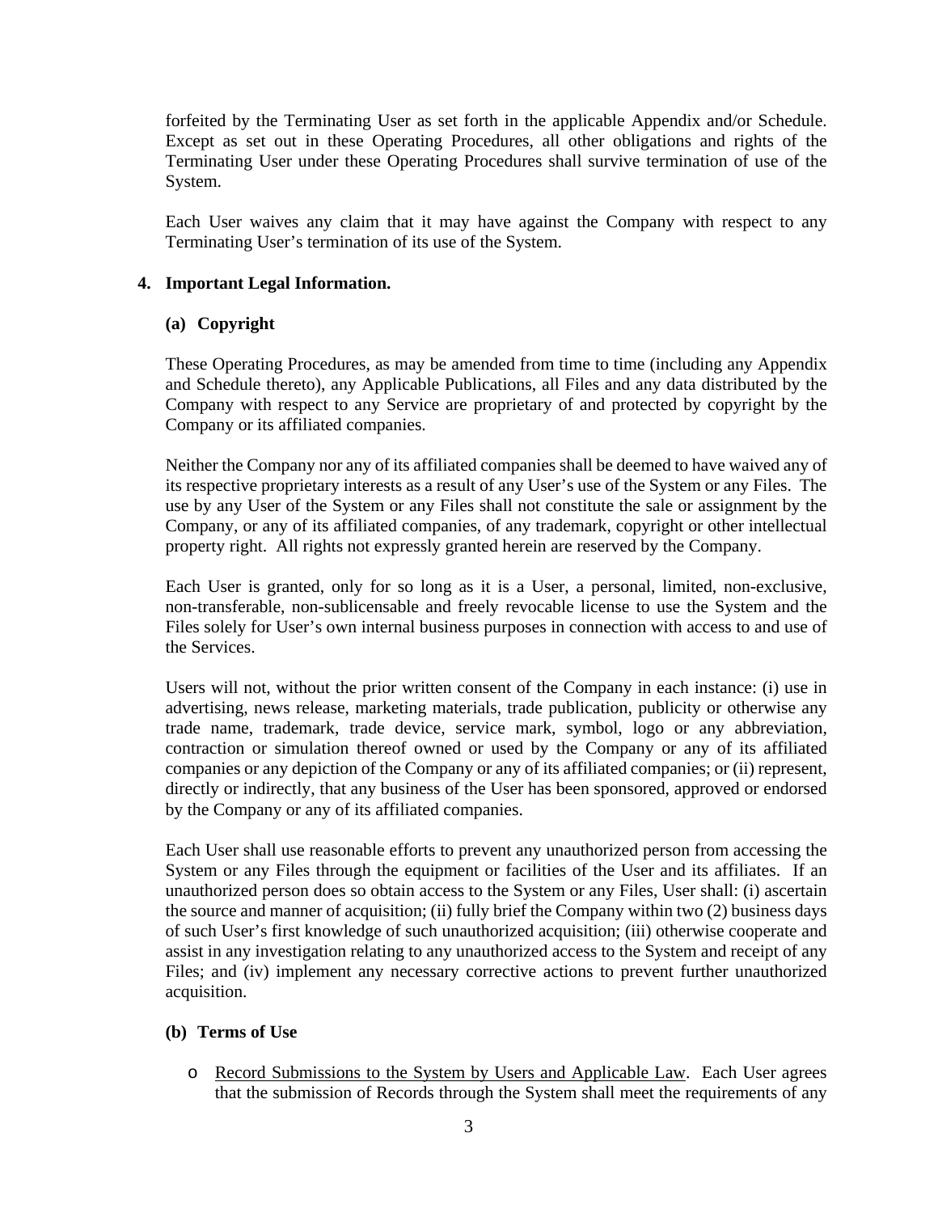forfeited by the Terminating User as set forth in the applicable Appendix and/or Schedule. Except as set out in these Operating Procedures, all other obligations and rights of the Terminating User under these Operating Procedures shall survive termination of use of the System.

Each User waives any claim that it may have against the Company with respect to any Terminating User's termination of its use of the System.

**4. Important Legal Information.**

**(a) Copyright**

These Operating Procedures, as may be amended from time to time (including any Appendix and Schedule thereto), any Applicable Publications, all Files and any data distributed by the Company with respect to any Service are proprietary of and protected by copyright by the Company or its affiliated companies.

Neither the Company nor any of its affiliated companies shall be deemed to have waived any of its respective proprietary interests as a result of any User's use of the System or any Files. The use by any User of the System or any Files shall not constitute the sale or assignment by the Company, or any of its affiliated companies, of any trademark, copyright or other intellectual property right. All rights not expressly granted herein are reserved by the Company.

Each User is granted, only for so long as it is a User, a personal, limited, non-exclusive, non-transferable, non-sublicensable and freely revocable license to use the System and the Files solely for User's own internal business purposes in connection with access to and use of the Services.

Users will not, without the prior written consent of the Company in each instance: (i) use in advertising, news release, marketing materials, trade publication, publicity or otherwise any trade name, trademark, trade device, service mark, symbol, logo or any abbreviation, contraction or simulation thereof owned or used by the Company or any of its affiliated companies or any depiction of the Company or any of its affiliated companies; or (ii) represent, directly or indirectly, that any business of the User has been sponsored, approved or endorsed by the Company or any of its affiliated companies.

Each User shall use reasonable efforts to prevent any unauthorized person from accessing the System or any Files through the equipment or facilities of the User and its affiliates. If an unauthorized person does so obtain access to the System or any Files, User shall: (i) ascertain the source and manner of acquisition; (ii) fully brief the Company within two (2) business days of such User's first knowledge of such unauthorized acquisition; (iii) otherwise cooperate and assist in any investigation relating to any unauthorized access to the System and receipt of any Files; and (iv) implement any necessary corrective actions to prevent further unauthorized acquisition.

**(b) Terms of Use**

- Record Submissions to the System by Users and Applicable Law. Each User agrees that the submission of Records through the System shall meet the requirements of any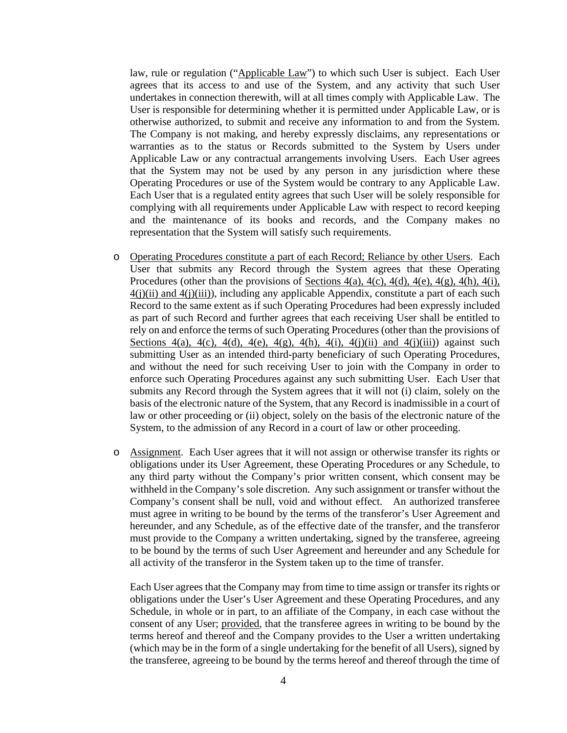law, rule or regulation ("Applicable Law") to which such User is subject. Each User agrees that its access to and use of the System, and any activity that such User undertakes in connection therewith, will at all times comply with Applicable Law. The User is responsible for determining whether it is permitted under Applicable Law, or is otherwise authorized, to submit and receive any information to and from the System. The Company is not making, and hereby expressly disclaims, any representations or warranties as to the status or Records submitted to the System by Users under Applicable Law or any contractual arrangements involving Users. Each User agrees that the System may not be used by any person in any jurisdiction where these Operating Procedures or use of the System would be contrary to any Applicable Law. Each User that is a regulated entity agrees that such User will be solely responsible for complying with all requirements under Applicable Law with respect to record keeping and the maintenance of its books and records, and the Company makes no representation that the System will satisfy such requirements.

- Operating Procedures constitute a part of each Record; Reliance by other Users. Each User that submits any Record through the System agrees that these Operating Procedures (other than the provisions of Sections 4(a), 4(c), 4(d), 4(e), 4(g), 4(h), 4(i), 4(j)(ii) and 4(j)(iii)), including any applicable Appendix, constitute a part of each such Record to the same extent as if such Operating Procedures had been expressly included as part of such Record and further agrees that each receiving User shall be entitled to rely on and enforce the terms of such Operating Procedures (other than the provisions of Sections 4(a), 4(c), 4(d), 4(e), 4(g), 4(h), 4(i), 4(j)(ii) and 4(j)(iii)) against such submitting User as an intended third-party beneficiary of such Operating Procedures, and without the need for such receiving User to join with the Company in order to enforce such Operating Procedures against any such submitting User. Each User that submits any Record through the System agrees that it will not (i) claim, solely on the basis of the electronic nature of the System, that any Record is inadmissible in a court of law or other proceeding or (ii) object, solely on the basis of the electronic nature of the System, to the admission of any Record in a court of law or other proceeding.

- Assignment. Each User agrees that it will not assign or otherwise transfer its rights or obligations under its User Agreement, these Operating Procedures or any Schedule, to any third party without the Company's prior written consent, which consent may be withheld in the Company's sole discretion. Any such assignment or transfer without the Company's consent shall be null, void and without effect. An authorized transferee must agree in writing to be bound by the terms of the transferor's User Agreement and hereunder, and any Schedule, as of the effective date of the transfer, and the transferor must provide to the Company a written undertaking, signed by the transferee, agreeing to be bound by the terms of such User Agreement and hereunder and any Schedule for all activity of the transferor in the System taken up to the time of transfer.

  Each User agrees that the Company may from time to time assign or transfer its rights or obligations under the User's User Agreement and these Operating Procedures, and any Schedule, in whole or in part, to an affiliate of the Company, in each case without the consent of any User; provided, that the transferee agrees in writing to be bound by the terms hereof and thereof and the Company provides to the User a written undertaking (which may be in the form of a single undertaking for the benefit of all Users), signed by the transferee, agreeing to be bound by the terms hereof and thereof through the time of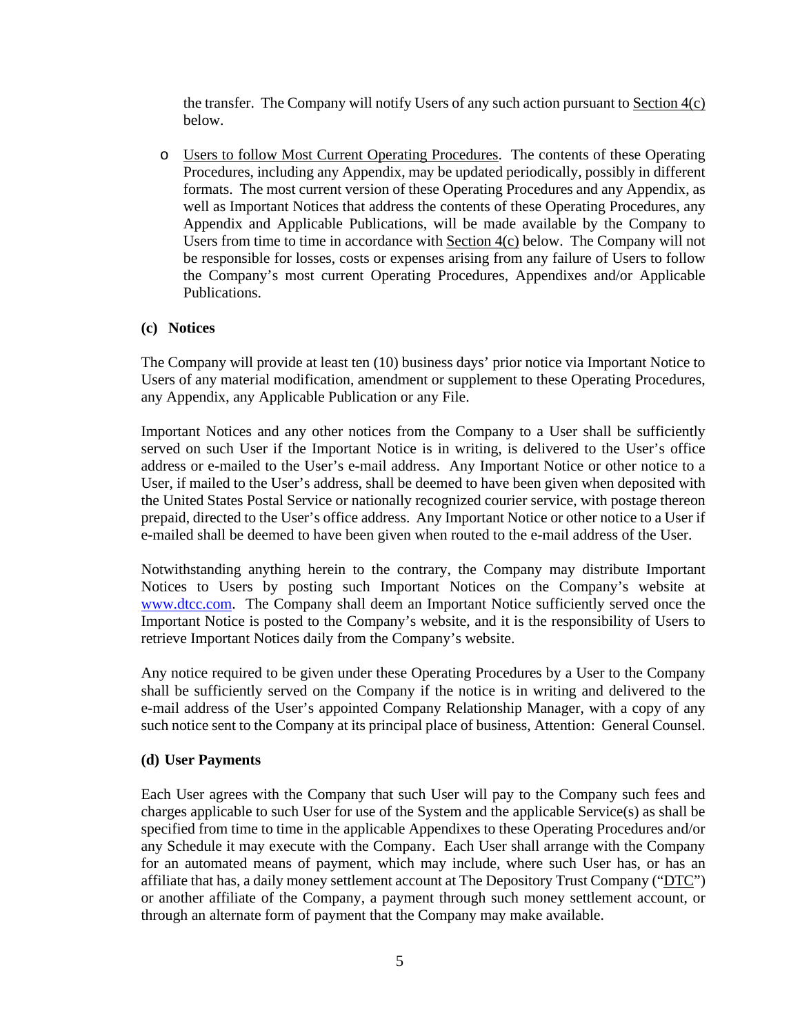the transfer. The Company will notify Users of any such action pursuant to Section 4(c) below.

- Users to follow Most Current Operating Procedures. The contents of these Operating Procedures, including any Appendix, may be updated periodically, possibly in different formats. The most current version of these Operating Procedures and any Appendix, as well as Important Notices that address the contents of these Operating Procedures, any Appendix and Applicable Publications, will be made available by the Company to Users from time to time in accordance with Section 4(c) below. The Company will not be responsible for losses, costs or expenses arising from any failure of Users to follow the Company's most current Operating Procedures, Appendixes and/or Applicable Publications.

**(c) Notices**

The Company will provide at least ten (10) business days' prior notice via Important Notice to Users of any material modification, amendment or supplement to these Operating Procedures, any Appendix, any Applicable Publication or any File.

Important Notices and any other notices from the Company to a User shall be sufficiently served on such User if the Important Notice is in writing, is delivered to the User's office address or e-mailed to the User's e-mail address. Any Important Notice or other notice to a User, if mailed to the User's address, shall be deemed to have been given when deposited with the United States Postal Service or nationally recognized courier service, with postage thereon prepaid, directed to the User's office address. Any Important Notice or other notice to a User if e-mailed shall be deemed to have been given when routed to the e-mail address of the User.

Notwithstanding anything herein to the contrary, the Company may distribute Important Notices to Users by posting such Important Notices on the Company's website at www.dtcc.com. The Company shall deem an Important Notice sufficiently served once the Important Notice is posted to the Company's website, and it is the responsibility of Users to retrieve Important Notices daily from the Company's website.

Any notice required to be given under these Operating Procedures by a User to the Company shall be sufficiently served on the Company if the notice is in writing and delivered to the e-mail address of the User's appointed Company Relationship Manager, with a copy of any such notice sent to the Company at its principal place of business, Attention: General Counsel.

**(d) User Payments**

Each User agrees with the Company that such User will pay to the Company such fees and charges applicable to such User for use of the System and the applicable Service(s) as shall be specified from time to time in the applicable Appendixes to these Operating Procedures and/or any Schedule it may execute with the Company. Each User shall arrange with the Company for an automated means of payment, which may include, where such User has, or has an affiliate that has, a daily money settlement account at The Depository Trust Company ("DTC") or another affiliate of the Company, a payment through such money settlement account, or through an alternate form of payment that the Company may make available.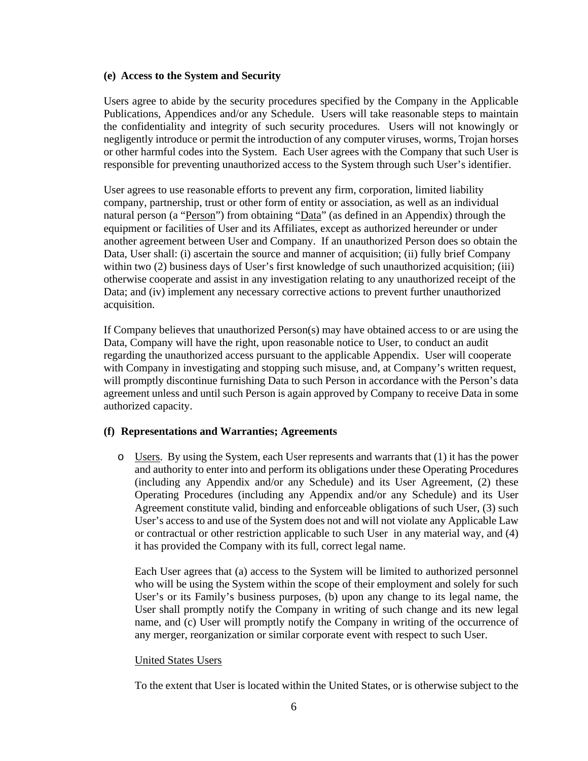**(e) Access to the System and Security**

Users agree to abide by the security procedures specified by the Company in the Applicable Publications, Appendices and/or any Schedule. Users will take reasonable steps to maintain the confidentiality and integrity of such security procedures. Users will not knowingly or negligently introduce or permit the introduction of any computer viruses, worms, Trojan horses or other harmful codes into the System. Each User agrees with the Company that such User is responsible for preventing unauthorized access to the System through such User's identifier.

User agrees to use reasonable efforts to prevent any firm, corporation, limited liability company, partnership, trust or other form of entity or association, as well as an individual natural person (a "<u>Person</u>") from obtaining "<u>Data</u>" (as defined in an Appendix) through the equipment or facilities of User and its Affiliates, except as authorized hereunder or under another agreement between User and Company. If an unauthorized Person does so obtain the Data, User shall: (i) ascertain the source and manner of acquisition; (ii) fully brief Company within two (2) business days of User's first knowledge of such unauthorized acquisition; (iii) otherwise cooperate and assist in any investigation relating to any unauthorized receipt of the Data; and (iv) implement any necessary corrective actions to prevent further unauthorized acquisition.

If Company believes that unauthorized Person(s) may have obtained access to or are using the Data, Company will have the right, upon reasonable notice to User, to conduct an audit regarding the unauthorized access pursuant to the applicable Appendix. User will cooperate with Company in investigating and stopping such misuse, and, at Company's written request, will promptly discontinue furnishing Data to such Person in accordance with the Person's data agreement unless and until such Person is again approved by Company to receive Data in some authorized capacity.

**(f) Representations and Warranties; Agreements**

- <u>Users</u>. By using the System, each User represents and warrants that (1) it has the power and authority to enter into and perform its obligations under these Operating Procedures (including any Appendix and/or any Schedule) and its User Agreement, (2) these Operating Procedures (including any Appendix and/or any Schedule) and its User Agreement constitute valid, binding and enforceable obligations of such User, (3) such User's access to and use of the System does not and will not violate any Applicable Law or contractual or other restriction applicable to such User in any material way, and (4) it has provided the Company with its full, correct legal name.

  Each User agrees that (a) access to the System will be limited to authorized personnel who will be using the System within the scope of their employment and solely for such User's or its Family's business purposes, (b) upon any change to its legal name, the User shall promptly notify the Company in writing of such change and its new legal name, and (c) User will promptly notify the Company in writing of the occurrence of any merger, reorganization or similar corporate event with respect to such User.

  <u>United States Users</u>

  To the extent that User is located within the United States, or is otherwise subject to the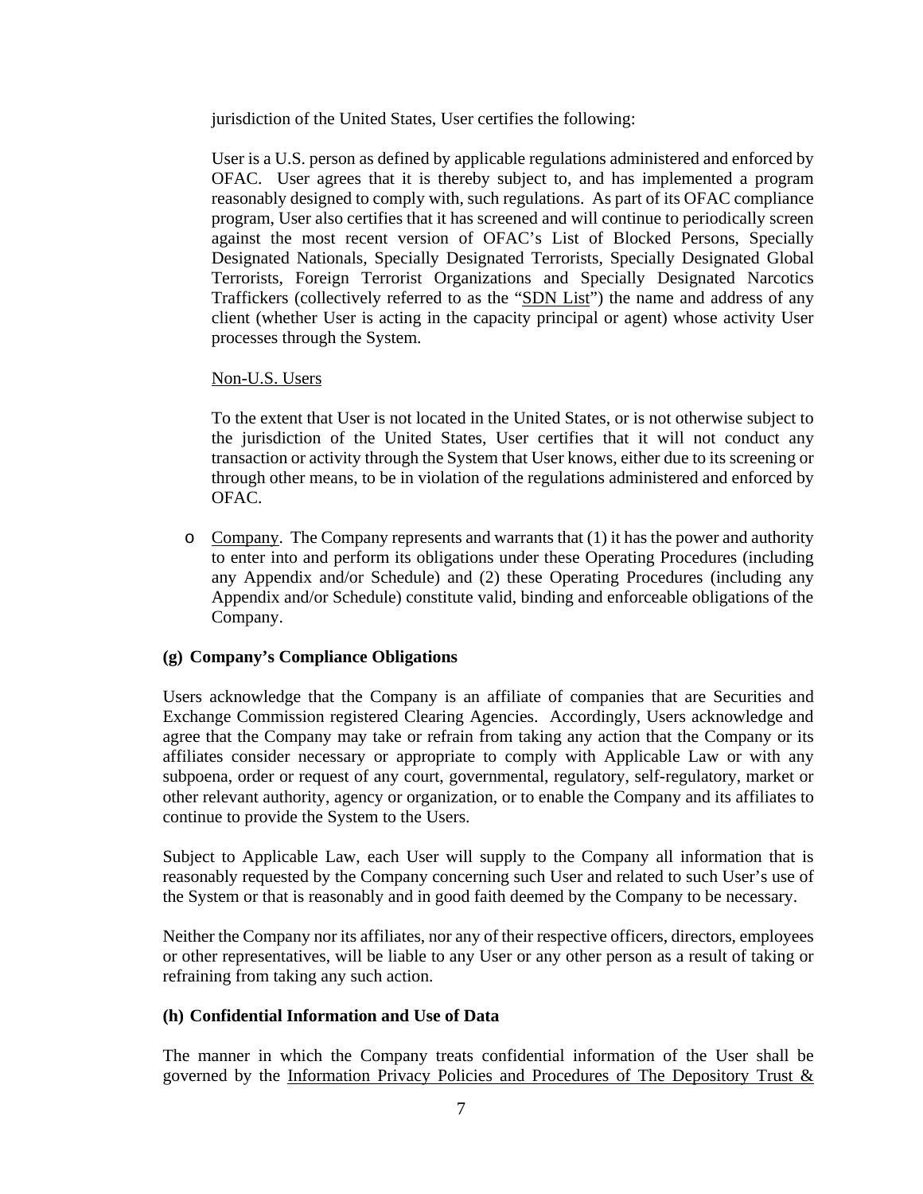jurisdiction of the United States, User certifies the following:

User is a U.S. person as defined by applicable regulations administered and enforced by OFAC. User agrees that it is thereby subject to, and has implemented a program reasonably designed to comply with, such regulations. As part of its OFAC compliance program, User also certifies that it has screened and will continue to periodically screen against the most recent version of OFAC's List of Blocked Persons, Specially Designated Nationals, Specially Designated Terrorists, Specially Designated Global Terrorists, Foreign Terrorist Organizations and Specially Designated Narcotics Traffickers (collectively referred to as the "<u>SDN List</u>") the name and address of any client (whether User is acting in the capacity principal or agent) whose activity User processes through the System.

<u>Non-U.S. Users</u>

To the extent that User is not located in the United States, or is not otherwise subject to the jurisdiction of the United States, User certifies that it will not conduct any transaction or activity through the System that User knows, either due to its screening or through other means, to be in violation of the regulations administered and enforced by OFAC.

- <u>Company</u>. The Company represents and warrants that (1) it has the power and authority to enter into and perform its obligations under these Operating Procedures (including any Appendix and/or Schedule) and (2) these Operating Procedures (including any Appendix and/or Schedule) constitute valid, binding and enforceable obligations of the Company.

**(g) Company's Compliance Obligations**

Users acknowledge that the Company is an affiliate of companies that are Securities and Exchange Commission registered Clearing Agencies. Accordingly, Users acknowledge and agree that the Company may take or refrain from taking any action that the Company or its affiliates consider necessary or appropriate to comply with Applicable Law or with any subpoena, order or request of any court, governmental, regulatory, self-regulatory, market or other relevant authority, agency or organization, or to enable the Company and its affiliates to continue to provide the System to the Users.

Subject to Applicable Law, each User will supply to the Company all information that is reasonably requested by the Company concerning such User and related to such User's use of the System or that is reasonably and in good faith deemed by the Company to be necessary.

Neither the Company nor its affiliates, nor any of their respective officers, directors, employees or other representatives, will be liable to any User or any other person as a result of taking or refraining from taking any such action.

**(h) Confidential Information and Use of Data**

The manner in which the Company treats confidential information of the User shall be governed by the <u>Information Privacy Policies and Procedures of The Depository Trust &</u>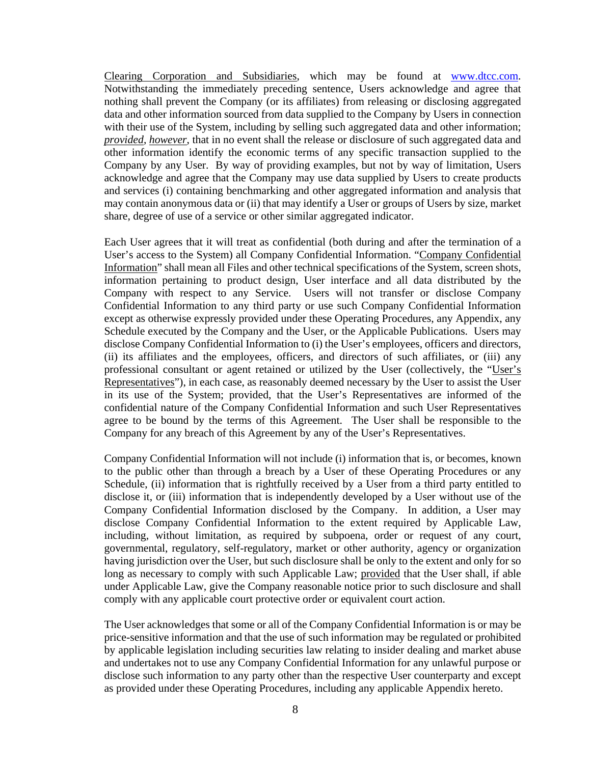Clearing Corporation and Subsidiaries, which may be found at www.dtcc.com. Notwithstanding the immediately preceding sentence, Users acknowledge and agree that nothing shall prevent the Company (or its affiliates) from releasing or disclosing aggregated data and other information sourced from data supplied to the Company by Users in connection with their use of the System, including by selling such aggregated data and other information; *provided*, *however*, that in no event shall the release or disclosure of such aggregated data and other information identify the economic terms of any specific transaction supplied to the Company by any User. By way of providing examples, but not by way of limitation, Users acknowledge and agree that the Company may use data supplied by Users to create products and services (i) containing benchmarking and other aggregated information and analysis that may contain anonymous data or (ii) that may identify a User or groups of Users by size, market share, degree of use of a service or other similar aggregated indicator.

Each User agrees that it will treat as confidential (both during and after the termination of a User's access to the System) all Company Confidential Information. "Company Confidential Information" shall mean all Files and other technical specifications of the System, screen shots, information pertaining to product design, User interface and all data distributed by the Company with respect to any Service. Users will not transfer or disclose Company Confidential Information to any third party or use such Company Confidential Information except as otherwise expressly provided under these Operating Procedures, any Appendix, any Schedule executed by the Company and the User, or the Applicable Publications. Users may disclose Company Confidential Information to (i) the User's employees, officers and directors, (ii) its affiliates and the employees, officers, and directors of such affiliates, or (iii) any professional consultant or agent retained or utilized by the User (collectively, the "User's Representatives"), in each case, as reasonably deemed necessary by the User to assist the User in its use of the System; provided, that the User's Representatives are informed of the confidential nature of the Company Confidential Information and such User Representatives agree to be bound by the terms of this Agreement. The User shall be responsible to the Company for any breach of this Agreement by any of the User's Representatives.

Company Confidential Information will not include (i) information that is, or becomes, known to the public other than through a breach by a User of these Operating Procedures or any Schedule, (ii) information that is rightfully received by a User from a third party entitled to disclose it, or (iii) information that is independently developed by a User without use of the Company Confidential Information disclosed by the Company. In addition, a User may disclose Company Confidential Information to the extent required by Applicable Law, including, without limitation, as required by subpoena, order or request of any court, governmental, regulatory, self-regulatory, market or other authority, agency or organization having jurisdiction over the User, but such disclosure shall be only to the extent and only for so long as necessary to comply with such Applicable Law; provided that the User shall, if able under Applicable Law, give the Company reasonable notice prior to such disclosure and shall comply with any applicable court protective order or equivalent court action.

The User acknowledges that some or all of the Company Confidential Information is or may be price-sensitive information and that the use of such information may be regulated or prohibited by applicable legislation including securities law relating to insider dealing and market abuse and undertakes not to use any Company Confidential Information for any unlawful purpose or disclose such information to any party other than the respective User counterparty and except as provided under these Operating Procedures, including any applicable Appendix hereto.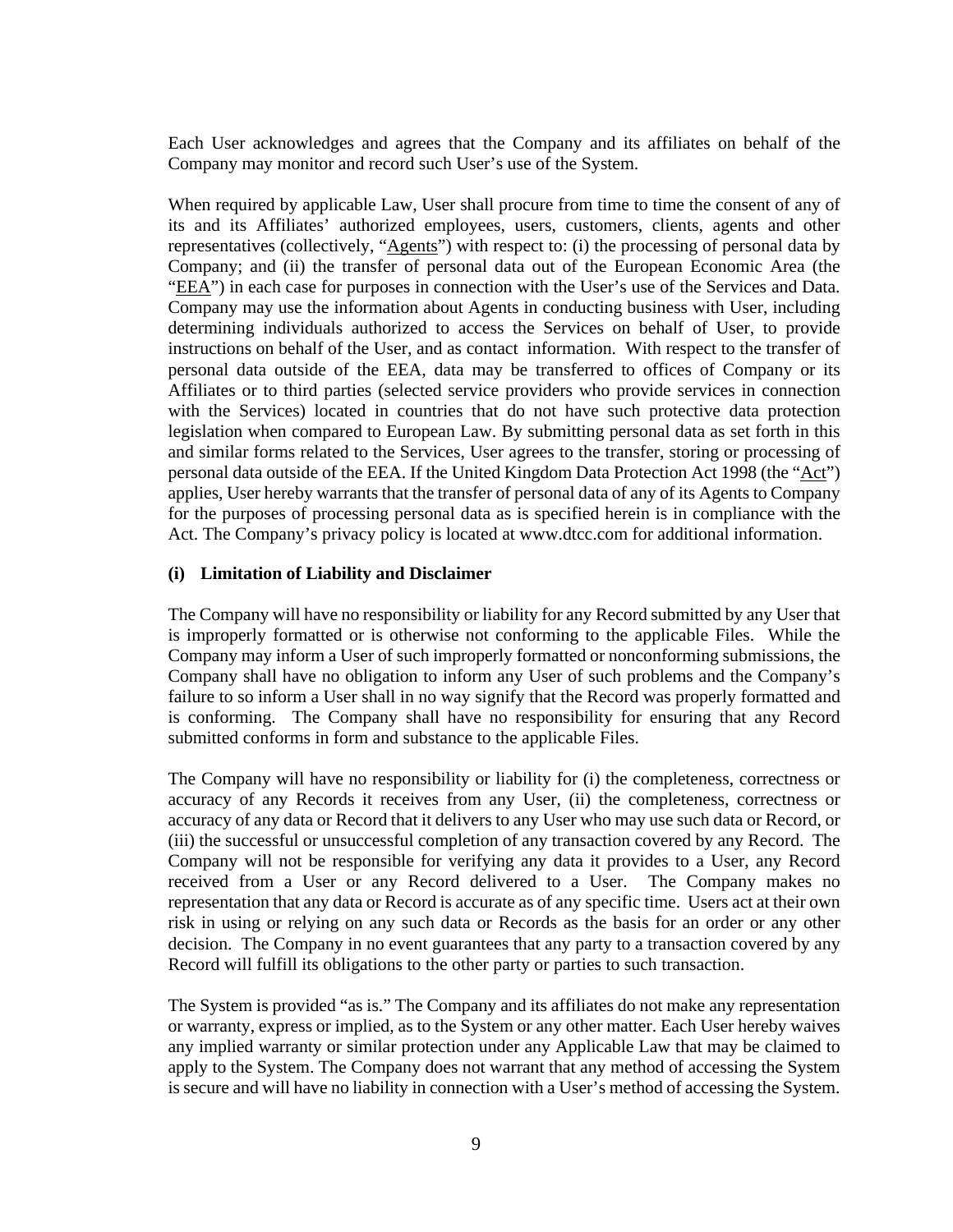Each User acknowledges and agrees that the Company and its affiliates on behalf of the Company may monitor and record such User's use of the System.

When required by applicable Law, User shall procure from time to time the consent of any of its and its Affiliates' authorized employees, users, customers, clients, agents and other representatives (collectively, "Agents") with respect to: (i) the processing of personal data by Company; and (ii) the transfer of personal data out of the European Economic Area (the "EEA") in each case for purposes in connection with the User's use of the Services and Data. Company may use the information about Agents in conducting business with User, including determining individuals authorized to access the Services on behalf of User, to provide instructions on behalf of the User, and as contact information. With respect to the transfer of personal data outside of the EEA, data may be transferred to offices of Company or its Affiliates or to third parties (selected service providers who provide services in connection with the Services) located in countries that do not have such protective data protection legislation when compared to European Law. By submitting personal data as set forth in this and similar forms related to the Services, User agrees to the transfer, storing or processing of personal data outside of the EEA. If the United Kingdom Data Protection Act 1998 (the "Act") applies, User hereby warrants that the transfer of personal data of any of its Agents to Company for the purposes of processing personal data as is specified herein is in compliance with the Act. The Company's privacy policy is located at www.dtcc.com for additional information.

**(i) Limitation of Liability and Disclaimer**

The Company will have no responsibility or liability for any Record submitted by any User that is improperly formatted or is otherwise not conforming to the applicable Files. While the Company may inform a User of such improperly formatted or nonconforming submissions, the Company shall have no obligation to inform any User of such problems and the Company's failure to so inform a User shall in no way signify that the Record was properly formatted and is conforming. The Company shall have no responsibility for ensuring that any Record submitted conforms in form and substance to the applicable Files.

The Company will have no responsibility or liability for (i) the completeness, correctness or accuracy of any Records it receives from any User, (ii) the completeness, correctness or accuracy of any data or Record that it delivers to any User who may use such data or Record, or (iii) the successful or unsuccessful completion of any transaction covered by any Record. The Company will not be responsible for verifying any data it provides to a User, any Record received from a User or any Record delivered to a User. The Company makes no representation that any data or Record is accurate as of any specific time. Users act at their own risk in using or relying on any such data or Records as the basis for an order or any other decision. The Company in no event guarantees that any party to a transaction covered by any Record will fulfill its obligations to the other party or parties to such transaction.

The System is provided "as is." The Company and its affiliates do not make any representation or warranty, express or implied, as to the System or any other matter. Each User hereby waives any implied warranty or similar protection under any Applicable Law that may be claimed to apply to the System. The Company does not warrant that any method of accessing the System is secure and will have no liability in connection with a User's method of accessing the System.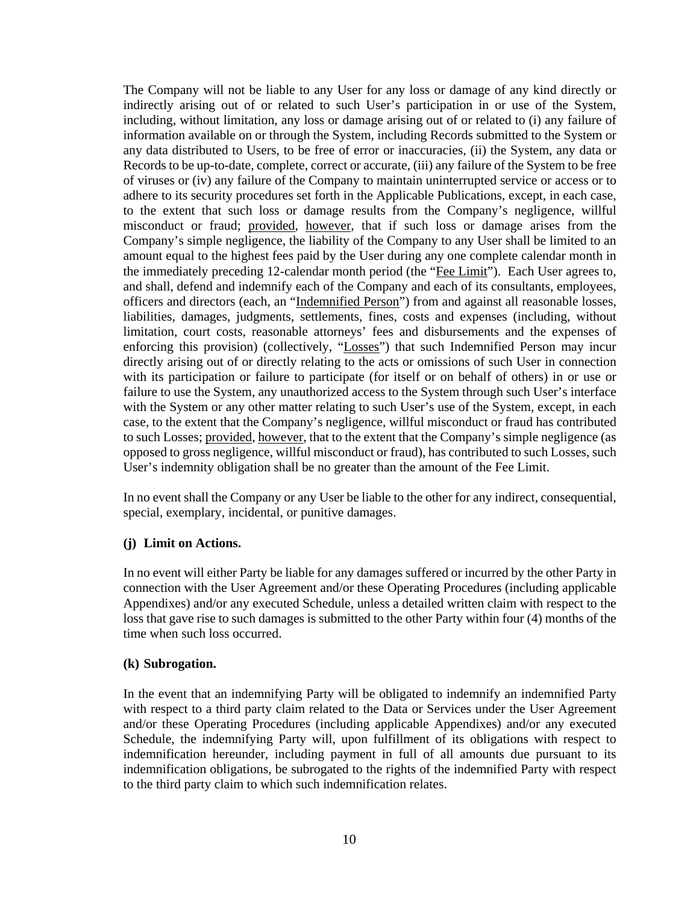The Company will not be liable to any User for any loss or damage of any kind directly or indirectly arising out of or related to such User's participation in or use of the System, including, without limitation, any loss or damage arising out of or related to (i) any failure of information available on or through the System, including Records submitted to the System or any data distributed to Users, to be free of error or inaccuracies, (ii) the System, any data or Records to be up-to-date, complete, correct or accurate, (iii) any failure of the System to be free of viruses or (iv) any failure of the Company to maintain uninterrupted service or access or to adhere to its security procedures set forth in the Applicable Publications, except, in each case, to the extent that such loss or damage results from the Company's negligence, willful misconduct or fraud; provided, however, that if such loss or damage arises from the Company's simple negligence, the liability of the Company to any User shall be limited to an amount equal to the highest fees paid by the User during any one complete calendar month in the immediately preceding 12-calendar month period (the "Fee Limit"). Each User agrees to, and shall, defend and indemnify each of the Company and each of its consultants, employees, officers and directors (each, an "Indemnified Person") from and against all reasonable losses, liabilities, damages, judgments, settlements, fines, costs and expenses (including, without limitation, court costs, reasonable attorneys' fees and disbursements and the expenses of enforcing this provision) (collectively, "Losses") that such Indemnified Person may incur directly arising out of or directly relating to the acts or omissions of such User in connection with its participation or failure to participate (for itself or on behalf of others) in or use or failure to use the System, any unauthorized access to the System through such User's interface with the System or any other matter relating to such User's use of the System, except, in each case, to the extent that the Company's negligence, willful misconduct or fraud has contributed to such Losses; provided, however, that to the extent that the Company's simple negligence (as opposed to gross negligence, willful misconduct or fraud), has contributed to such Losses, such User's indemnity obligation shall be no greater than the amount of the Fee Limit.

In no event shall the Company or any User be liable to the other for any indirect, consequential, special, exemplary, incidental, or punitive damages.

**(j) Limit on Actions.**

In no event will either Party be liable for any damages suffered or incurred by the other Party in connection with the User Agreement and/or these Operating Procedures (including applicable Appendixes) and/or any executed Schedule, unless a detailed written claim with respect to the loss that gave rise to such damages is submitted to the other Party within four (4) months of the time when such loss occurred.

**(k) Subrogation.**

In the event that an indemnifying Party will be obligated to indemnify an indemnified Party with respect to a third party claim related to the Data or Services under the User Agreement and/or these Operating Procedures (including applicable Appendixes) and/or any executed Schedule, the indemnifying Party will, upon fulfillment of its obligations with respect to indemnification hereunder, including payment in full of all amounts due pursuant to its indemnification obligations, be subrogated to the rights of the indemnified Party with respect to the third party claim to which such indemnification relates.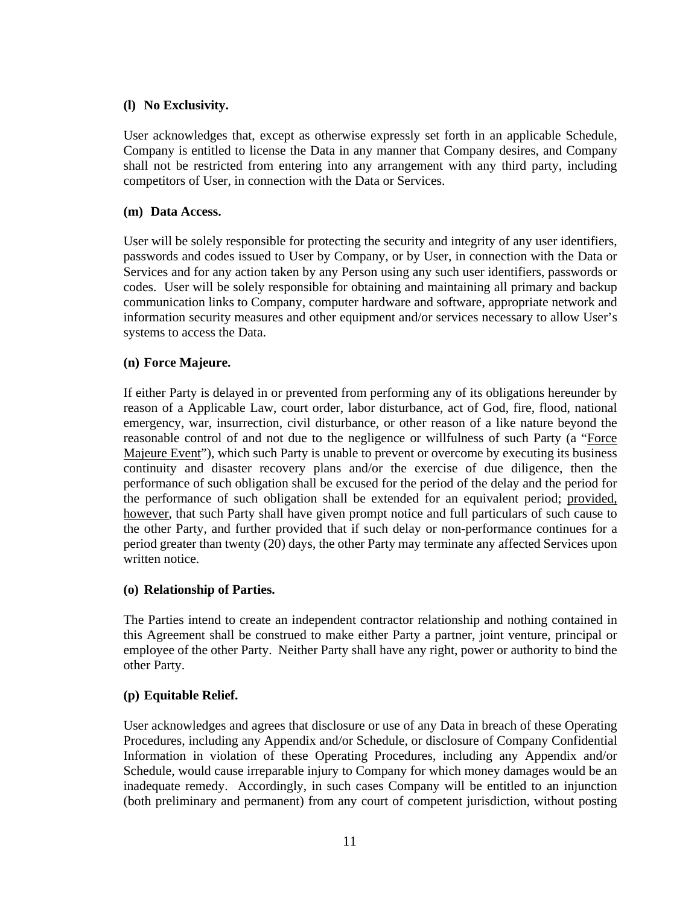**(l) No Exclusivity.**

User acknowledges that, except as otherwise expressly set forth in an applicable Schedule, Company is entitled to license the Data in any manner that Company desires, and Company shall not be restricted from entering into any arrangement with any third party, including competitors of User, in connection with the Data or Services.

**(m) Data Access.**

User will be solely responsible for protecting the security and integrity of any user identifiers, passwords and codes issued to User by Company, or by User, in connection with the Data or Services and for any action taken by any Person using any such user identifiers, passwords or codes. User will be solely responsible for obtaining and maintaining all primary and backup communication links to Company, computer hardware and software, appropriate network and information security measures and other equipment and/or services necessary to allow User's systems to access the Data.

**(n) Force Majeure.**

If either Party is delayed in or prevented from performing any of its obligations hereunder by reason of a Applicable Law, court order, labor disturbance, act of God, fire, flood, national emergency, war, insurrection, civil disturbance, or other reason of a like nature beyond the reasonable control of and not due to the negligence or willfulness of such Party (a "Force Majeure Event"), which such Party is unable to prevent or overcome by executing its business continuity and disaster recovery plans and/or the exercise of due diligence, then the performance of such obligation shall be excused for the period of the delay and the period for the performance of such obligation shall be extended for an equivalent period; provided, however, that such Party shall have given prompt notice and full particulars of such cause to the other Party, and further provided that if such delay or non-performance continues for a period greater than twenty (20) days, the other Party may terminate any affected Services upon written notice.

**(o) Relationship of Parties.**

The Parties intend to create an independent contractor relationship and nothing contained in this Agreement shall be construed to make either Party a partner, joint venture, principal or employee of the other Party. Neither Party shall have any right, power or authority to bind the other Party.

**(p) Equitable Relief.**

User acknowledges and agrees that disclosure or use of any Data in breach of these Operating Procedures, including any Appendix and/or Schedule, or disclosure of Company Confidential Information in violation of these Operating Procedures, including any Appendix and/or Schedule, would cause irreparable injury to Company for which money damages would be an inadequate remedy. Accordingly, in such cases Company will be entitled to an injunction (both preliminary and permanent) from any court of competent jurisdiction, without posting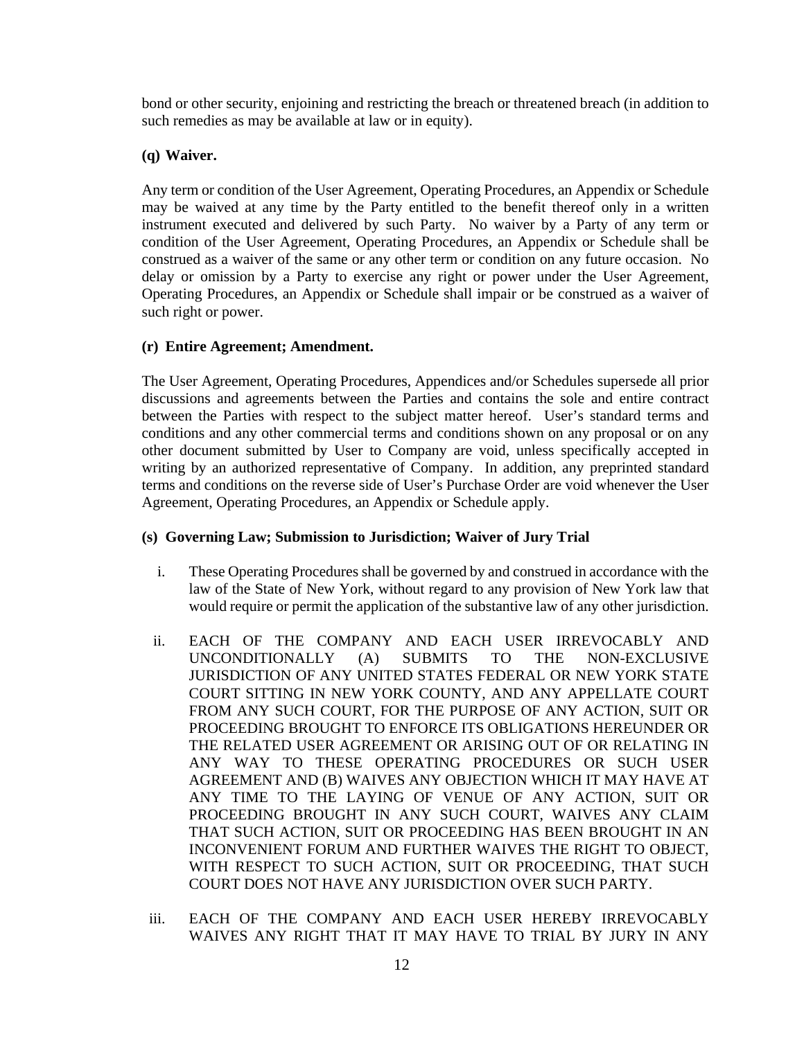bond or other security, enjoining and restricting the breach or threatened breach (in addition to such remedies as may be available at law or in equity).

**(q) Waiver.**

Any term or condition of the User Agreement, Operating Procedures, an Appendix or Schedule may be waived at any time by the Party entitled to the benefit thereof only in a written instrument executed and delivered by such Party. No waiver by a Party of any term or condition of the User Agreement, Operating Procedures, an Appendix or Schedule shall be construed as a waiver of the same or any other term or condition on any future occasion. No delay or omission by a Party to exercise any right or power under the User Agreement, Operating Procedures, an Appendix or Schedule shall impair or be construed as a waiver of such right or power.

**(r) Entire Agreement; Amendment.**

The User Agreement, Operating Procedures, Appendices and/or Schedules supersede all prior discussions and agreements between the Parties and contains the sole and entire contract between the Parties with respect to the subject matter hereof. User's standard terms and conditions and any other commercial terms and conditions shown on any proposal or on any other document submitted by User to Company are void, unless specifically accepted in writing by an authorized representative of Company. In addition, any preprinted standard terms and conditions on the reverse side of User's Purchase Order are void whenever the User Agreement, Operating Procedures, an Appendix or Schedule apply.

**(s) Governing Law; Submission to Jurisdiction; Waiver of Jury Trial**

i. These Operating Procedures shall be governed by and construed in accordance with the law of the State of New York, without regard to any provision of New York law that would require or permit the application of the substantive law of any other jurisdiction.

ii. EACH OF THE COMPANY AND EACH USER IRREVOCABLY AND UNCONDITIONALLY (A) SUBMITS TO THE NON-EXCLUSIVE JURISDICTION OF ANY UNITED STATES FEDERAL OR NEW YORK STATE COURT SITTING IN NEW YORK COUNTY, AND ANY APPELLATE COURT FROM ANY SUCH COURT, FOR THE PURPOSE OF ANY ACTION, SUIT OR PROCEEDING BROUGHT TO ENFORCE ITS OBLIGATIONS HEREUNDER OR THE RELATED USER AGREEMENT OR ARISING OUT OF OR RELATING IN ANY WAY TO THESE OPERATING PROCEDURES OR SUCH USER AGREEMENT AND (B) WAIVES ANY OBJECTION WHICH IT MAY HAVE AT ANY TIME TO THE LAYING OF VENUE OF ANY ACTION, SUIT OR PROCEEDING BROUGHT IN ANY SUCH COURT, WAIVES ANY CLAIM THAT SUCH ACTION, SUIT OR PROCEEDING HAS BEEN BROUGHT IN AN INCONVENIENT FORUM AND FURTHER WAIVES THE RIGHT TO OBJECT, WITH RESPECT TO SUCH ACTION, SUIT OR PROCEEDING, THAT SUCH COURT DOES NOT HAVE ANY JURISDICTION OVER SUCH PARTY.

iii. EACH OF THE COMPANY AND EACH USER HEREBY IRREVOCABLY WAIVES ANY RIGHT THAT IT MAY HAVE TO TRIAL BY JURY IN ANY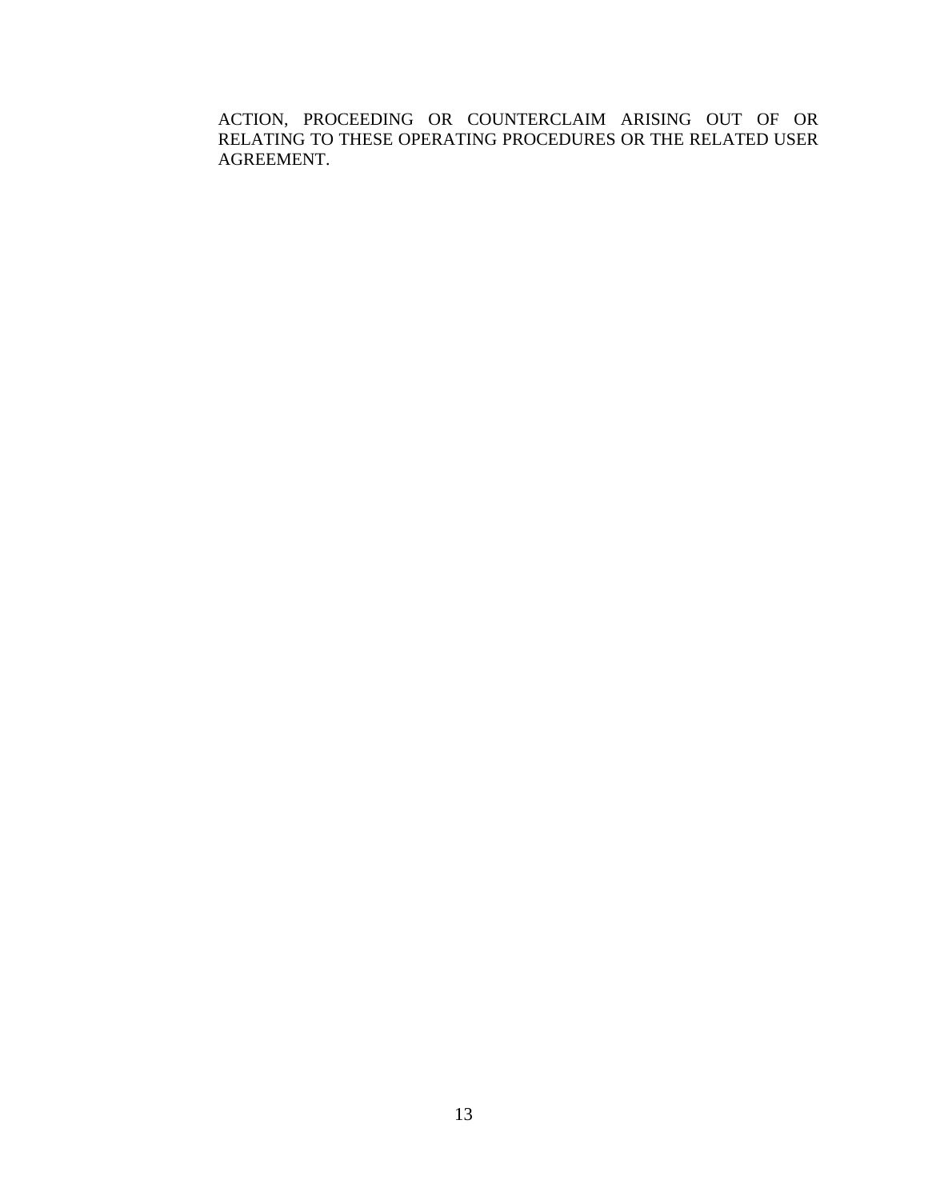ACTION, PROCEEDING OR COUNTERCLAIM ARISING OUT OF OR RELATING TO THESE OPERATING PROCEDURES OR THE RELATED USER AGREEMENT.